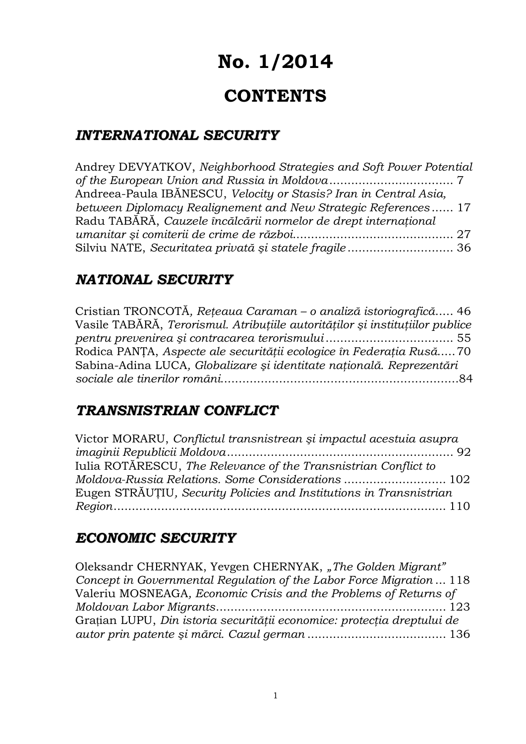# No. 1/2014

# CONTENTS

## *INTERNATIONAL SECURITY*

Andrey DEVYATKOV, *Neighborhood Strategies and Soft Power Potential of the European Union and Russia in Moldova* .................................. 7

Andreea-Paula IBĂNESCU, *Velocity or Stasis? Iran in Central Asia, between Diplomacy Realignement and New Strategic References* ...... 17

Radu TABĂRĂ, *Cauzele încălcării normelor de drept internaţional umanitar şi comiterii de crime de război*........................................... 27

Silviu NATE, *Securitatea privată şi statele fragile* ............................. 36

## *NATIONAL SECURITY*

Cristian TRONCOTĂ, *Reţeaua Caraman – o analiză istoriografică*..... 46

Vasile TABĂRĂ, *Terorismul. Atribuţiile autorităţilor şi instituţiilor publice pentru prevenirea şi contracararea terorismului* ................................... 55

Rodica PANŢA, *Aspecte ale securităţii ecologice în Federaţia Rusă*..... 70

Sabina-Adina LUCA, *Globalizare şi identitate naţională. Reprezentări sociale ale tinerilor români*.................................................................84

## *TRANSNISTRIAN CONFLICT*

Victor MORARU, *Conflictul transnistrean şi impactul acestuia asupra imaginii Republicii Moldova*.............................................................. 92

Iulia ROTĂRESCU, *The Relevance of the Transnistrian Conflict to Moldova-Russia Relations. Some Considerations* ............................ 102

Eugen STRĂUŢIU, *Security Policies and Institutions in Transnistrian Region*.......................................................................................... 110

## *ECONOMIC SECURITY*

Oleksandr CHERNYAK, Yevgen CHERNYAK, *„The Golden Migrant" Concept in Governmental Regulation of the Labor Force Migration* ... 118

Valeriu MOSNEAGA, *Economic Crisis and the Problems of Returns of Moldovan Labor Migrants*.............................................................. 123

Graţian LUPU, *Din istoria securităţii economice: protecţia dreptului de autor prin patente şi mărci. Cazul german* ..................................... 136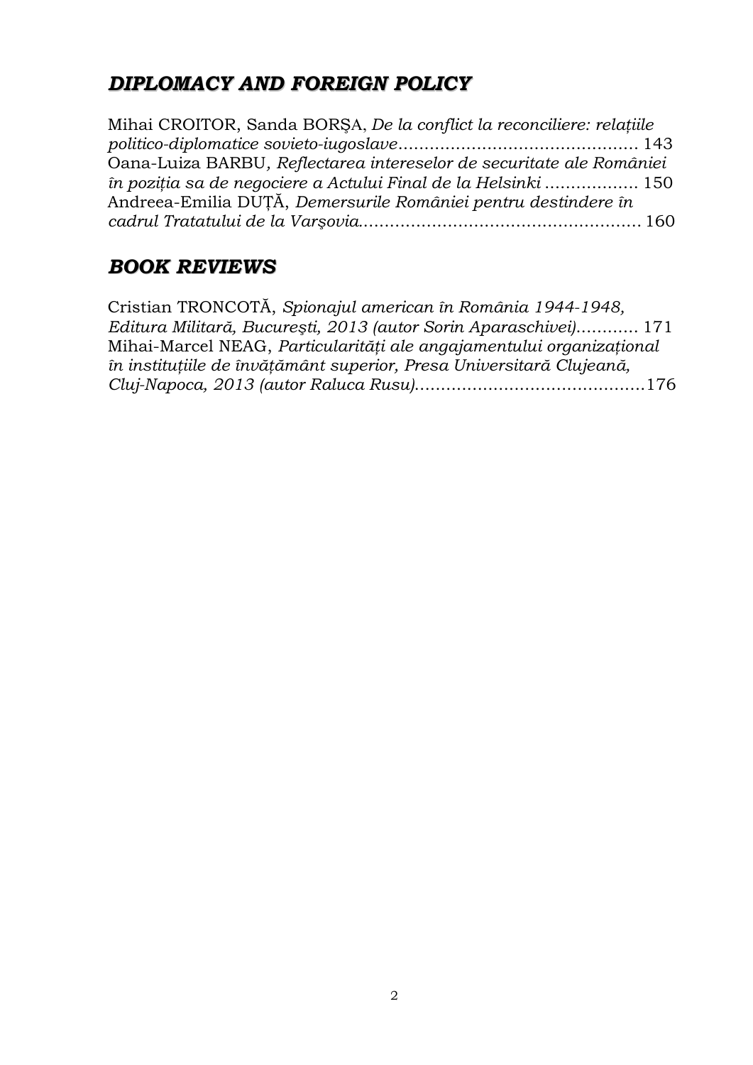## *DIPLOMACY AND FOREIGN POLICY*

Mihai CROITOR, Sanda BORŞA, *De la conflict la reconciliere: relațiile politico-diplomatice sovieto-iugoslave*............................................ 143

Oana-Luiza BARBU, *Reflectarea intereselor de securitate ale României în poziția sa de negociere a Actului Final de la Helsinki* .................. 150

Andreea-Emilia DUȚĂ, *Demersurile României pentru destindere în cadrul Tratatului de la Varşovia*..................................................... 160

## *BOOK REVIEWS*

Cristian TRONCOTĂ, *Spionajul american în România 1944-1948, Editura Militară, Bucureşti, 2013 (autor Sorin Aparaschivei)*............ 171

Mihai-Marcel NEAG, *Particularități ale angajamentului organizațional în instituțiile de învățământ superior, Presa Universitară Clujeană, Cluj-Napoca, 2013 (autor Raluca Rusu)*...........................................176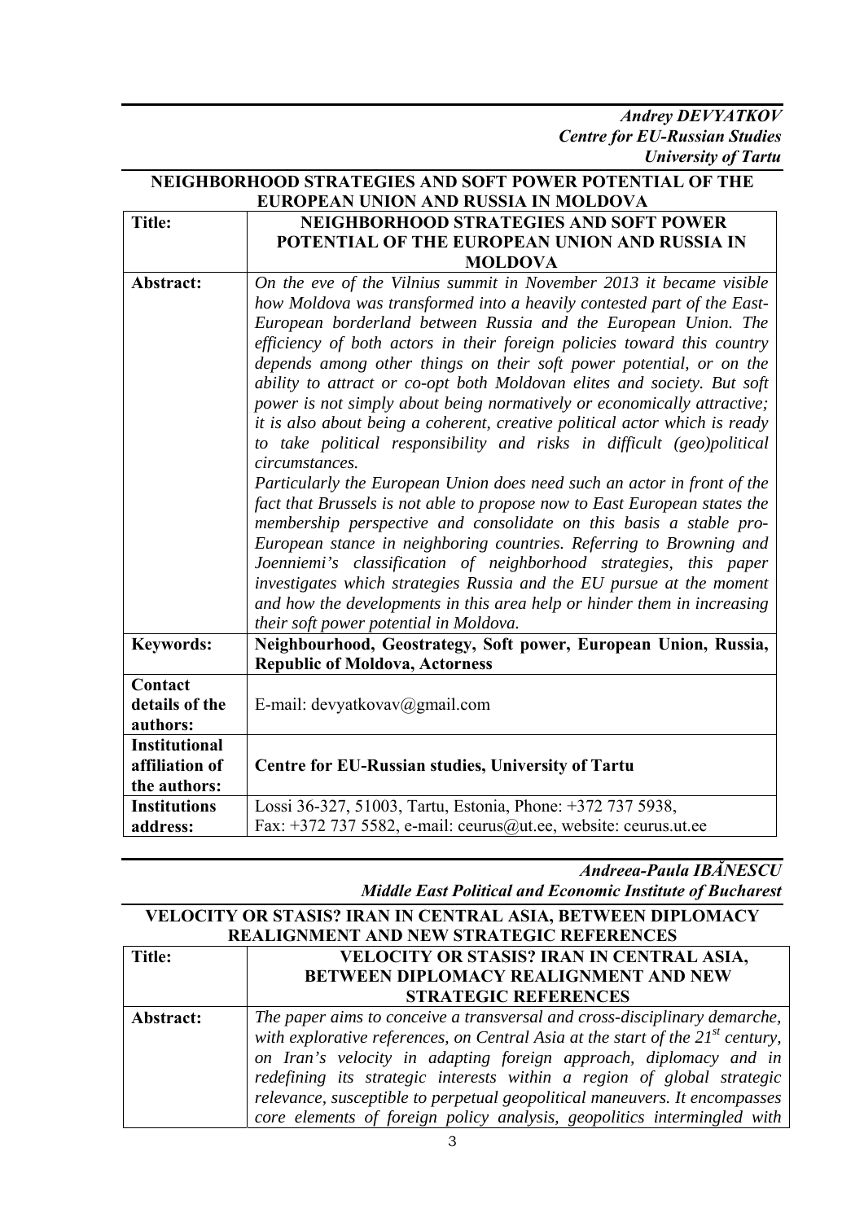***Andrey DEVYATKOV***
***Centre for EU-Russian Studies***
***University of Tartu***

## NEIGHBORHOOD STRATEGIES AND SOFT POWER POTENTIAL OF THE EUROPEAN UNION AND RUSSIA IN MOLDOVA

| | |
|---|---|
| **Title:** | **NEIGHBORHOOD STRATEGIES AND SOFT POWER POTENTIAL OF THE EUROPEAN UNION AND RUSSIA IN MOLDOVA** |
| **Abstract:** | *On the eve of the Vilnius summit in November 2013 it became visible how Moldova was transformed into a heavily contested part of the East-European borderland between Russia and the European Union. The efficiency of both actors in their foreign policies toward this country depends among other things on their soft power potential, or on the ability to attract or co-opt both Moldovan elites and society. But soft power is not simply about being normatively or economically attractive; it is also about being a coherent, creative political actor which is ready to take political responsibility and risks in difficult (geo)political circumstances.* <br> *Particularly the European Union does need such an actor in front of the fact that Brussels is not able to propose now to East European states the membership perspective and consolidate on this basis a stable pro-European stance in neighboring countries. Referring to Browning and Joenniemi's classification of neighborhood strategies, this paper investigates which strategies Russia and the EU pursue at the moment and how the developments in this area help or hinder them in increasing their soft power potential in Moldova.* |
| **Keywords:** | **Neighbourhood, Geostrategy, Soft power, European Union, Russia, Republic of Moldova, Actorness** |
| **Contact details of the authors:** | E-mail: devyatkovav@gmail.com |
| **Institutional affiliation of the authors:** | **Centre for EU-Russian studies, University of Tartu** |
| **Institutions address:** | Lossi 36-327, 51003, Tartu, Estonia, Phone: +372 737 5938, Fax: +372 737 5582, e-mail: ceurus@ut.ee, website: ceurus.ut.ee |

***Andreea-Paula IBĂNESCU***
***Middle East Political and Economic Institute of Bucharest***

## VELOCITY OR STASIS? IRAN IN CENTRAL ASIA, BETWEEN DIPLOMACY REALIGNMENT AND NEW STRATEGIC REFERENCES

| | |
|---|---|
| **Title:** | **VELOCITY OR STASIS? IRAN IN CENTRAL ASIA, BETWEEN DIPLOMACY REALIGNMENT AND NEW STRATEGIC REFERENCES** |
| **Abstract:** | *The paper aims to conceive a transversal and cross-disciplinary demarche, with explorative references, on Central Asia at the start of the 21st century, on Iran's velocity in adapting foreign approach, diplomacy and in redefining its strategic interests within a region of global strategic relevance, susceptible to perpetual geopolitical maneuvers. It encompasses core elements of foreign policy analysis, geopolitics intermingled with* |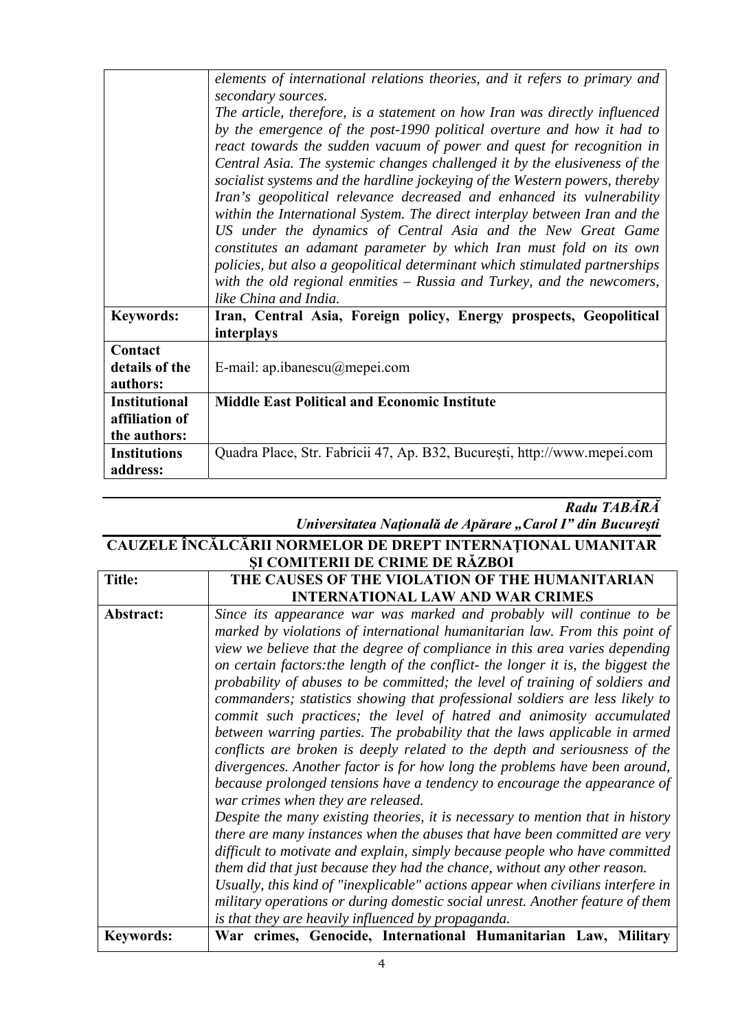| | |
|---|---|
| | *elements of international relations theories, and it refers to primary and secondary sources.* *The article, therefore, is a statement on how Iran was directly influenced by the emergence of the post-1990 political overture and how it had to react towards the sudden vacuum of power and quest for recognition in Central Asia. The systemic changes challenged it by the elusiveness of the socialist systems and the hardline jockeying of the Western powers, thereby Iran's geopolitical relevance decreased and enhanced its vulnerability within the International System. The direct interplay between Iran and the US under the dynamics of Central Asia and the New Great Game constitutes an adamant parameter by which Iran must fold on its own policies, but also a geopolitical determinant which stimulated partnerships with the old regional enmities – Russia and Turkey, and the newcomers, like China and India.* |
| **Keywords:** | **Iran, Central Asia, Foreign policy, Energy prospects, Geopolitical interplays** |
| **Contact details of the authors:** | E-mail: ap.ibanescu@mepei.com |
| **Institutional affiliation of the authors:** | **Middle East Political and Economic Institute** |
| **Institutions address:** | Quadra Place, Str. Fabricii 47, Ap. B32, București, http://www.mepei.com |

***Radu TABĂRĂ***
***Universitatea Naţională de Apărare „Carol I" din Bucureşti***

## CAUZELE ÎNCĂLCĂRII NORMELOR DE DREPT INTERNAŢIONAL UMANITAR ŞI COMITERII DE CRIME DE RĂZBOI

| | |
|---|---|
| **Title:** | **THE CAUSES OF THE VIOLATION OF THE HUMANITARIAN INTERNATIONAL LAW AND WAR CRIMES** |
| **Abstract:** | *Since its appearance war was marked and probably will continue to be marked by violations of international humanitarian law. From this point of view we believe that the degree of compliance in this area varies depending on certain factors:the length of the conflict- the longer it is, the biggest the probability of abuses to be committed; the level of training of soldiers and commanders; statistics showing that professional soldiers are less likely to commit such practices; the level of hatred and animosity accumulated between warring parties. The probability that the laws applicable in armed conflicts are broken is deeply related to the depth and seriousness of the divergences. Another factor is for how long the problems have been around, because prolonged tensions have a tendency to encourage the appearance of war crimes when they are released.* *Despite the many existing theories, it is necessary to mention that in history there are many instances when the abuses that have been committed are very difficult to motivate and explain, simply because people who have committed them did that just because they had the chance, without any other reason.* *Usually, this kind of "inexplicable" actions appear when civilians interfere in military operations or during domestic social unrest. Another feature of them is that they are heavily influenced by propaganda.* |
| **Keywords:** | **War crimes, Genocide, International Humanitarian Law, Military** |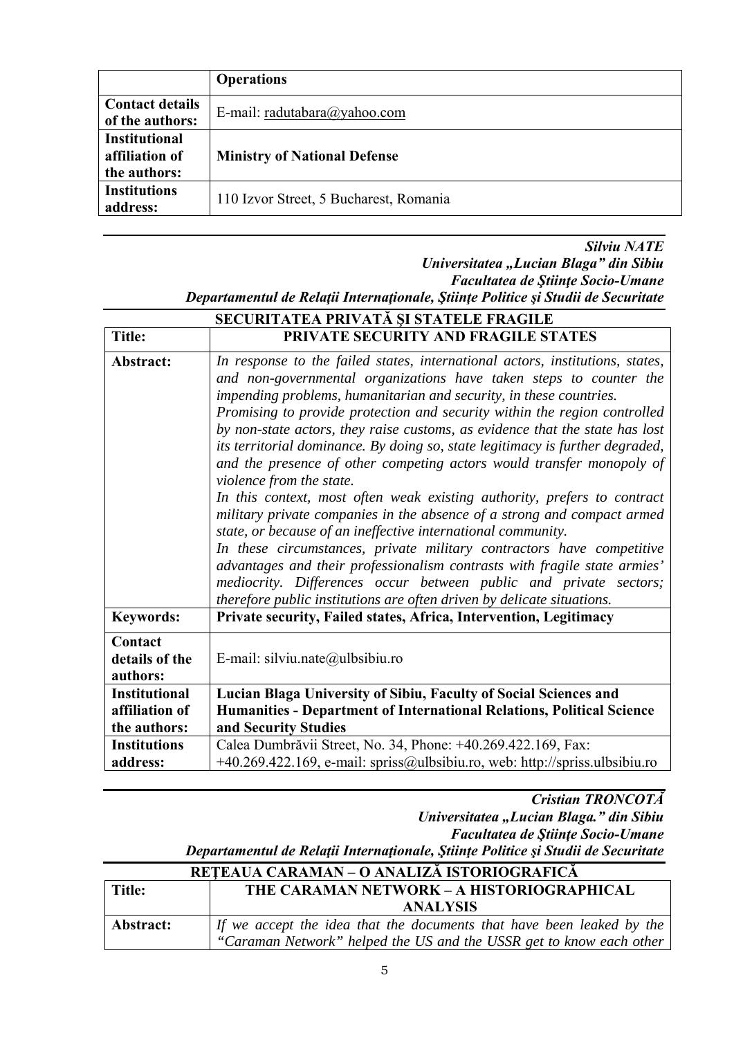| | **Operations** |
|---|---|
| **Contact details of the authors:** | E-mail: radutabara@yahoo.com |
| **Institutional affiliation of the authors:** | **Ministry of National Defense** |
| **Institutions address:** | 110 Izvor Street, 5 Bucharest, Romania |

***Silviu NATE***
***Universitatea „Lucian Blaga" din Sibiu***
***Facultatea de Ştiinţe Socio-Umane***
***Departamentul de Relaţii Internaţionale, Ştiinţe Politice şi Studii de Securitate***

| **SECURITATEA PRIVATĂ ŞI STATELE FRAGILE** | |
|---|---|
| **Title:** | **PRIVATE SECURITY AND FRAGILE STATES** |
| **Abstract:** | *In response to the failed states, international actors, institutions, states, and non-governmental organizations have taken steps to counter the impending problems, humanitarian and security, in these countries. Promising to provide protection and security within the region controlled by non-state actors, they raise customs, as evidence that the state has lost its territorial dominance. By doing so, state legitimacy is further degraded, and the presence of other competing actors would transfer monopoly of violence from the state. In this context, most often weak existing authority, prefers to contract military private companies in the absence of a strong and compact armed state, or because of an ineffective international community. In these circumstances, private military contractors have competitive advantages and their professionalism contrasts with fragile state armies' mediocrity. Differences occur between public and private sectors; therefore public institutions are often driven by delicate situations.* |
| **Keywords:** | **Private security, Failed states, Africa, Intervention, Legitimacy** |
| **Contact details of the authors:** | E-mail: silviu.nate@ulbsibiu.ro |
| **Institutional affiliation of the authors:** | **Lucian Blaga University of Sibiu, Faculty of Social Sciences and Humanities - Department of International Relations, Political Science and Security Studies** |
| **Institutions address:** | Calea Dumbrăvii Street, No. 34, Phone: +40.269.422.169, Fax: +40.269.422.169, e-mail: spriss@ulbsibiu.ro, web: http://spriss.ulbsibiu.ro |

***Cristian TRONCOTĂ***
***Universitatea „Lucian Blaga." din Sibiu***
***Facultatea de Ştiinţe Socio-Umane***
***Departamentul de Relaţii Internaţionale, Ştiinţe Politice şi Studii de Securitate***

| **REŢEAUA CARAMAN – O ANALIZĂ ISTORIOGRAFICĂ** | |
|---|---|
| **Title:** | **THE CARAMAN NETWORK – A HISTORIOGRAPHICAL ANALYSIS** |
| **Abstract:** | *If we accept the idea that the documents that have been leaked by the "Caraman Network" helped the US and the USSR get to know each other* |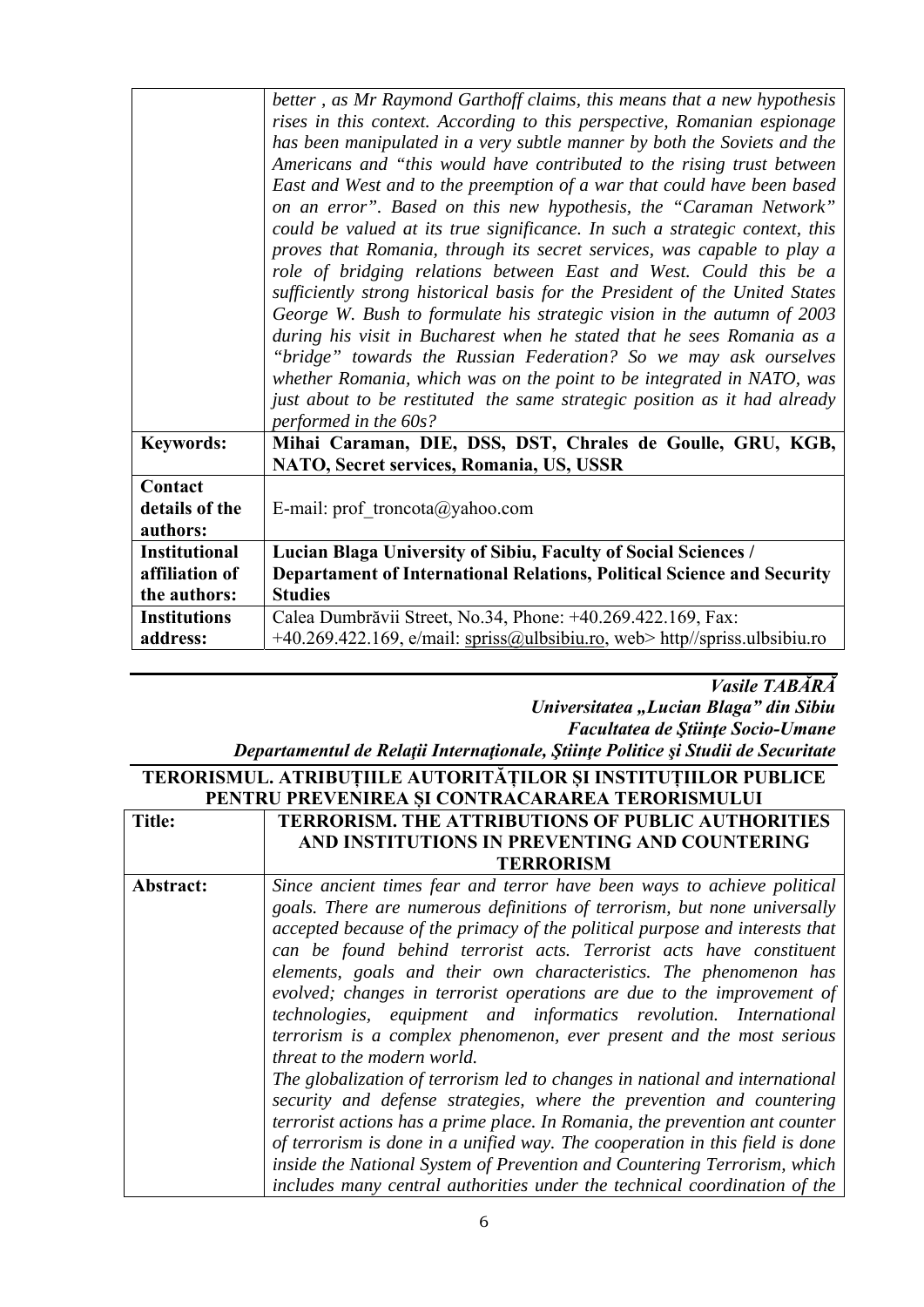| | |
|---|---|
| | *better , as Mr Raymond Garthoff claims, this means that a new hypothesis rises in this context. According to this perspective, Romanian espionage has been manipulated in a very subtle manner by both the Soviets and the Americans and "this would have contributed to the rising trust between East and West and to the preemption of a war that could have been based on an error". Based on this new hypothesis, the "Caraman Network" could be valued at its true significance. In such a strategic context, this proves that Romania, through its secret services, was capable to play a role of bridging relations between East and West. Could this be a sufficiently strong historical basis for the President of the United States George W. Bush to formulate his strategic vision in the autumn of 2003 during his visit in Bucharest when he stated that he sees Romania as a "bridge" towards the Russian Federation? So we may ask ourselves whether Romania, which was on the point to be integrated in NATO, was just about to be restituted the same strategic position as it had already performed in the 60s?* |
| **Keywords:** | **Mihai Caraman, DIE, DSS, DST, Chrales de Goulle, GRU, KGB, NATO, Secret services, Romania, US, USSR** |
| **Contact details of the authors:** | E-mail: prof_troncota@yahoo.com |
| **Institutional affiliation of the authors:** | **Lucian Blaga University of Sibiu, Faculty of Social Sciences / Departament of International Relations, Political Science and Security Studies** |
| **Institutions address:** | Calea Dumbrăvii Street, No.34, Phone: +40.269.422.169, Fax: +40.269.422.169, e/mail: spriss@ulbsibiu.ro, web> http//spriss.ulbsibiu.ro |

***Vasile TABĂRĂ***
***Universitatea „Lucian Blaga" din Sibiu***
***Facultatea de Ştiinţe Socio-Umane***
***Departamentul de Relaţii Internaţionale, Ştiinţe Politice şi Studii de Securitate***

**TERORISMUL. ATRIBUȚIILE AUTORITĂȚILOR ȘI INSTITUȚIILOR PUBLICE PENTRU PREVENIREA ȘI CONTRACARAREA TERORISMULUI**

| | |
|---|---|
| **Title:** | **TERRORISM. THE ATTRIBUTIONS OF PUBLIC AUTHORITIES AND INSTITUTIONS IN PREVENTING AND COUNTERING TERRORISM** |
| **Abstract:** | *Since ancient times fear and terror have been ways to achieve political goals. There are numerous definitions of terrorism, but none universally accepted because of the primacy of the political purpose and interests that can be found behind terrorist acts. Terrorist acts have constituent elements, goals and their own characteristics. The phenomenon has evolved; changes in terrorist operations are due to the improvement of technologies, equipment and informatics revolution. International terrorism is a complex phenomenon, ever present and the most serious threat to the modern world.*<br>*The globalization of terrorism led to changes in national and international security and defense strategies, where the prevention and countering terrorist actions has a prime place. In Romania, the prevention ant counter of terrorism is done in a unified way. The cooperation in this field is done inside the National System of Prevention and Countering Terrorism, which includes many central authorities under the technical coordination of the* |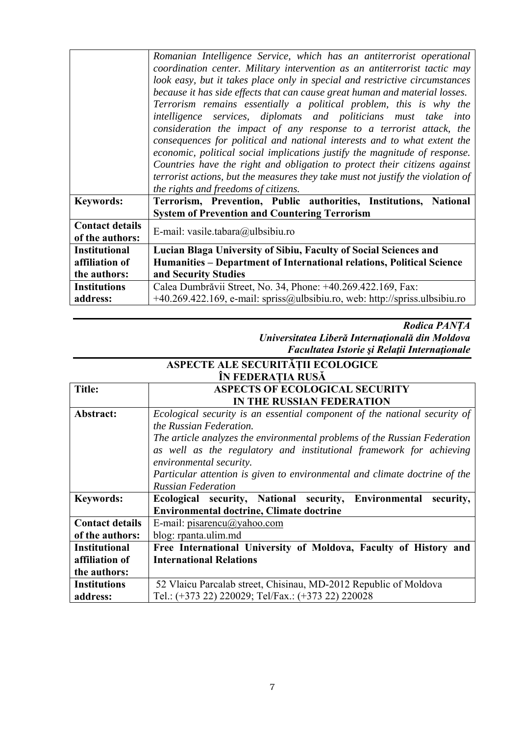| | |
|---|---|
| | *Romanian Intelligence Service, which has an antiterrorist operational coordination center. Military intervention as an antiterrorist tactic may look easy, but it takes place only in special and restrictive circumstances because it has side effects that can cause great human and material losses. Terrorism remains essentially a political problem, this is why the intelligence services, diplomats and politicians must take into consideration the impact of any response to a terrorist attack, the consequences for political and national interests and to what extent the economic, political social implications justify the magnitude of response. Countries have the right and obligation to protect their citizens against terrorist actions, but the measures they take must not justify the violation of the rights and freedoms of citizens.* |
| **Keywords:** | **Terrorism, Prevention, Public authorities, Institutions, National System of Prevention and Countering Terrorism** |
| **Contact details of the authors:** | E-mail: vasile.tabara@ulbsibiu.ro |
| **Institutional affiliation of the authors:** | **Lucian Blaga University of Sibiu, Faculty of Social Sciences and Humanities – Department of International relations, Political Science and Security Studies** |
| **Institutions address:** | Calea Dumbrăvii Street, No. 34, Phone: +40.269.422.169, Fax: +40.269.422.169, e-mail: spriss@ulbsibiu.ro, web: http://spriss.ulbsibiu.ro |

***Rodica PANȚA***
***Universitatea Liberă Internaţională din Moldova***
***Facultatea Istorie şi Relaţii Internaţionale***

**ASPECTE ALE SECURITĂȚII ECOLOGICE ÎN FEDERAȚIA RUSĂ**

| | |
|---|---|
| **Title:** | **ASPECTS OF ECOLOGICAL SECURITY IN THE RUSSIAN FEDERATION** |
| **Abstract:** | *Ecological security is an essential component of the national security of the Russian Federation. The article analyzes the environmental problems of the Russian Federation as well as the regulatory and institutional framework for achieving environmental security. Particular attention is given to environmental and climate doctrine of the Russian Federation* |
| **Keywords:** | **Ecological security, National security, Environmental security, Environmental doctrine, Climate doctrine** |
| **Contact details of the authors:** | E-mail: pisarencu@yahoo.com<br>blog: rpanta.ulim.md |
| **Institutional affiliation of the authors:** | **Free International University of Moldova, Faculty of History and International Relations** |
| **Institutions address:** | 52 Vlaicu Parcalab street, Chisinau, MD-2012 Republic of Moldova<br>Tel.: (+373 22) 220029; Tel/Fax.: (+373 22) 220028 |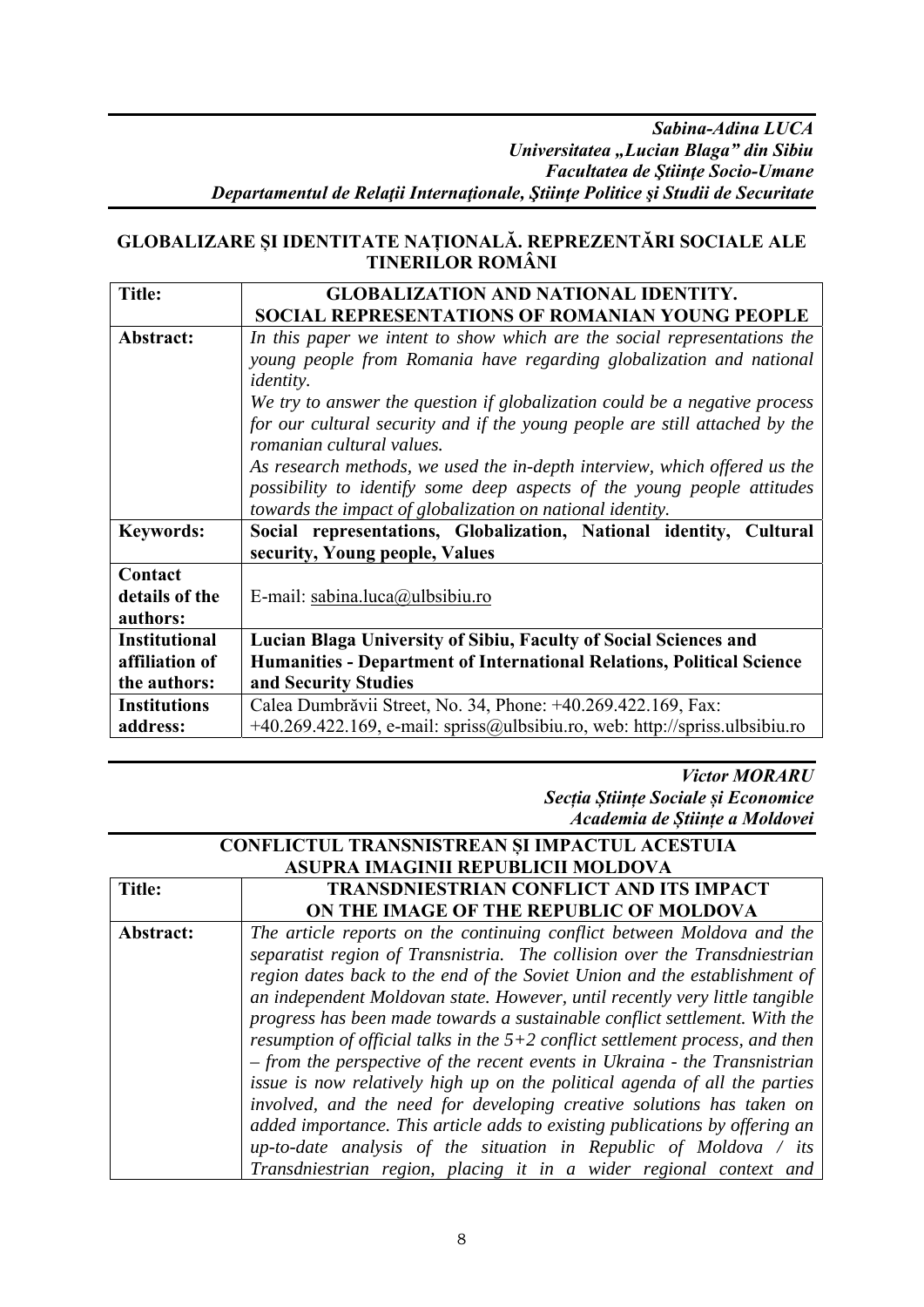*Sabina-Adina LUCA*
*Universitatea „Lucian Blaga" din Sibiu*
*Facultatea de Ştiinţe Socio-Umane*
*Departamentul de Relaţii Internaţionale, Ştiinţe Politice şi Studii de Securitate*

## GLOBALIZARE ȘI IDENTITATE NAȚIONALĂ. REPREZENTĂRI SOCIALE ALE TINERILOR ROMÂNI

| **Title:** | **GLOBALIZATION AND NATIONAL IDENTITY. SOCIAL REPRESENTATIONS OF ROMANIAN YOUNG PEOPLE** |
|---|---|
| **Abstract:** | *In this paper we intent to show which are the social representations the young people from Romania have regarding globalization and national identity.* *We try to answer the question if globalization could be a negative process for our cultural security and if the young people are still attached by the romanian cultural values.* *As research methods, we used the in-depth interview, which offered us the possibility to identify some deep aspects of the young people attitudes towards the impact of globalization on national identity.* |
| **Keywords:** | **Social representations, Globalization, National identity, Cultural security, Young people, Values** |
| **Contact details of the authors:** | E-mail: sabina.luca@ulbsibiu.ro |
| **Institutional affiliation of the authors:** | **Lucian Blaga University of Sibiu, Faculty of Social Sciences and Humanities - Department of International Relations, Political Science and Security Studies** |
| **Institutions address:** | Calea Dumbrăvii Street, No. 34, Phone: +40.269.422.169, Fax: +40.269.422.169, e-mail: spriss@ulbsibiu.ro, web: http://spriss.ulbsibiu.ro |

*Victor MORARU*
*Secția Științe Sociale și Economice*
*Academia de Științe a Moldovei*

## CONFLICTUL TRANSNISTREAN ȘI IMPACTUL ACESTUIA ASUPRA IMAGINII REPUBLICII MOLDOVA

| **Title:** | **TRANSDNIESTRIAN CONFLICT AND ITS IMPACT ON THE IMAGE OF THE REPUBLIC OF MOLDOVA** |
|---|---|
| **Abstract:** | *The article reports on the continuing conflict between Moldova and the separatist region of Transnistria. The collision over the Transdniestrian region dates back to the end of the Soviet Union and the establishment of an independent Moldovan state. However, until recently very little tangible progress has been made towards a sustainable conflict settlement. With the resumption of official talks in the 5+2 conflict settlement process, and then – from the perspective of the recent events in Ukraine - the Transnistrian issue is now relatively high up on the political agenda of all the parties involved, and the need for developing creative solutions has taken on added importance. This article adds to existing publications by offering an up-to-date analysis of the situation in Republic of Moldova / its Transdniestrian region, placing it in a wider regional context and* |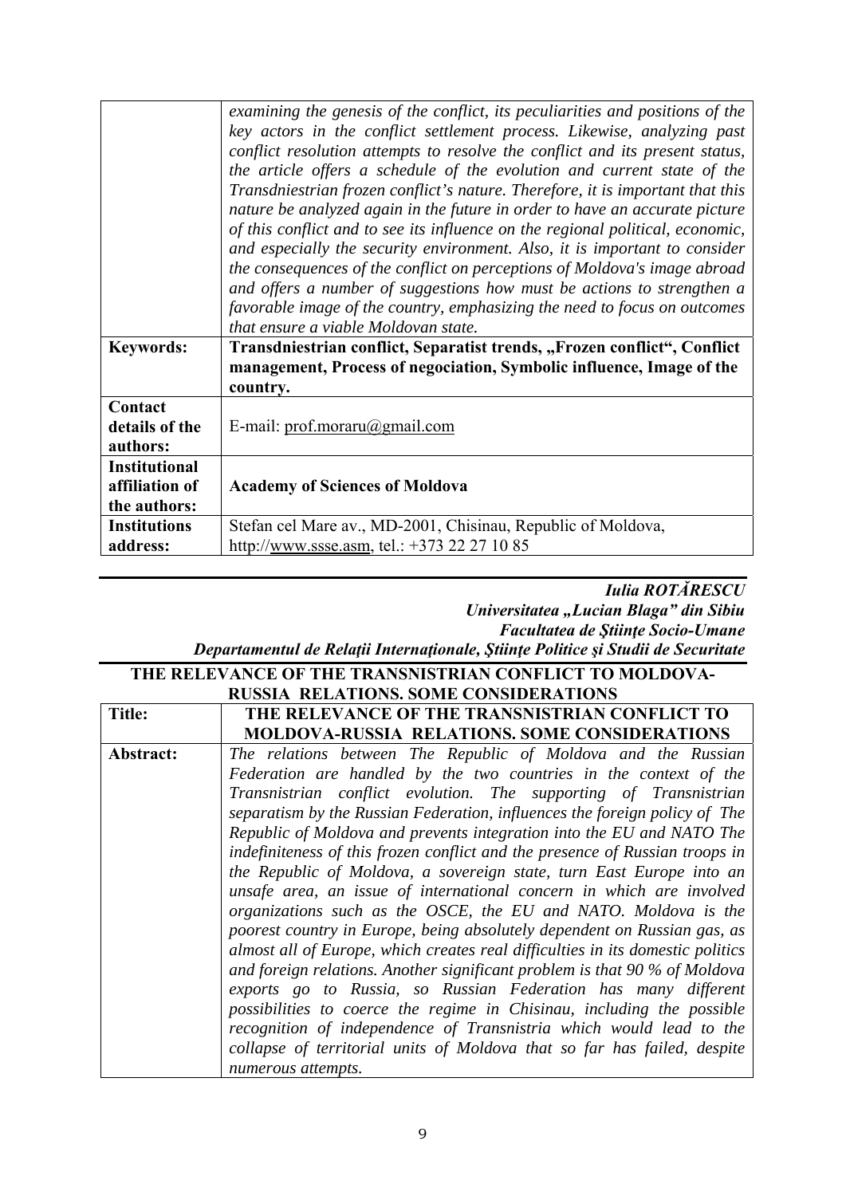| | |
|---|---|
| | *examining the genesis of the conflict, its peculiarities and positions of the key actors in the conflict settlement process. Likewise, analyzing past conflict resolution attempts to resolve the conflict and its present status, the article offers a schedule of the evolution and current state of the Transdniestrian frozen conflict's nature. Therefore, it is important that this nature be analyzed again in the future in order to have an accurate picture of this conflict and to see its influence on the regional political, economic, and especially the security environment. Also, it is important to consider the consequences of the conflict on perceptions of Moldova's image abroad and offers a number of suggestions how must be actions to strengthen a favorable image of the country, emphasizing the need to focus on outcomes that ensure a viable Moldovan state.* |
| **Keywords:** | **Transdniestrian conflict, Separatist trends, „Frozen conflict", Conflict management, Process of negociation, Symbolic influence, Image of the country.** |
| **Contact details of the authors:** | E-mail: prof.moraru@gmail.com |
| **Institutional affiliation of the authors:** | **Academy of Sciences of Moldova** |
| **Institutions address:** | Stefan cel Mare av., MD-2001, Chisinau, Republic of Moldova, http://www.ssse.asm, tel.: +373 22 27 10 85 |

***Iulia ROTĂRESCU***
***Universitatea „Lucian Blaga" din Sibiu***
***Facultatea de Ştiinţe Socio-Umane***
***Departamentul de Relaţii Internaţionale, Ştiinţe Politice şi Studii de Securitate***

## THE RELEVANCE OF THE TRANSNISTRIAN CONFLICT TO MOLDOVA-RUSSIA RELATIONS. SOME CONSIDERATIONS

| | |
|---|---|
| **Title:** | **THE RELEVANCE OF THE TRANSNISTRIAN CONFLICT TO MOLDOVA-RUSSIA RELATIONS. SOME CONSIDERATIONS** |
| **Abstract:** | *The relations between The Republic of Moldova and the Russian Federation are handled by the two countries in the context of the Transnistrian conflict evolution. The supporting of Transnistrian separatism by the Russian Federation, influences the foreign policy of The Republic of Moldova and prevents integration into the EU and NATO The indefiniteness of this frozen conflict and the presence of Russian troops in the Republic of Moldova, a sovereign state, turn East Europe into an unsafe area, an issue of international concern in which are involved organizations such as the OSCE, the EU and NATO. Moldova is the poorest country in Europe, being absolutely dependent on Russian gas, as almost all of Europe, which creates real difficulties in its domestic politics and foreign relations. Another significant problem is that 90 % of Moldova exports go to Russia, so Russian Federation has many different possibilities to coerce the regime in Chisinau, including the possible recognition of independence of Transnistria which would lead to the collapse of territorial units of Moldova that so far has failed, despite numerous attempts.* |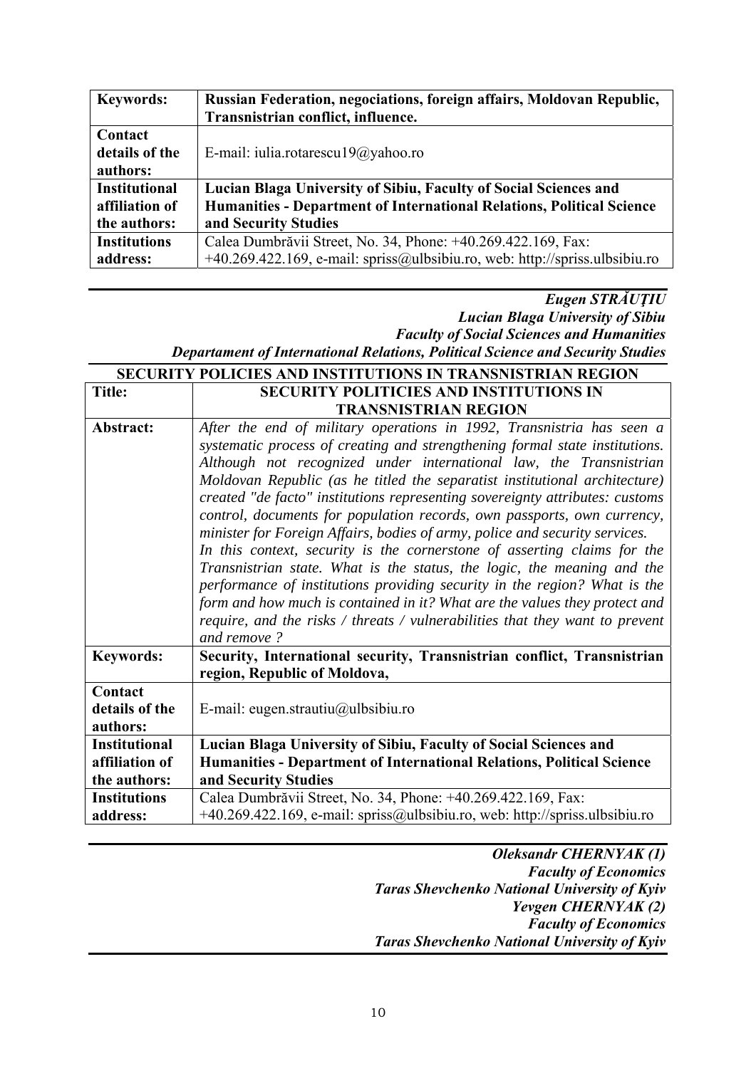| Keywords: | **Russian Federation, negociations, foreign affairs, Moldovan Republic, Transnistrian conflict, influence.** |
|---|---|
| **Contact details of the authors:** | E-mail: iulia.rotarescu19@yahoo.ro |
| **Institutional affiliation of the authors:** | **Lucian Blaga University of Sibiu, Faculty of Social Sciences and Humanities - Department of International Relations, Political Science and Security Studies** |
| **Institutions address:** | Calea Dumbrăvii Street, No. 34, Phone: +40.269.422.169, Fax: +40.269.422.169, e-mail: spriss@ulbsibiu.ro, web: http://spriss.ulbsibiu.ro |

***Eugen STRĂUȚIU***
***Lucian Blaga University of Sibiu***
***Faculty of Social Sciences and Humanities***
***Departament of International Relations, Political Science and Security Studies***

**SECURITY POLICIES AND INSTITUTIONS IN TRANSNISTRIAN REGION**

| **Title:** | **SECURITY POLITICIES AND INSTITUTIONS IN TRANSNISTRIAN REGION** |
|---|---|
| **Abstract:** | *After the end of military operations in 1992, Transnistria has seen a systematic process of creating and strengthening formal state institutions. Although not recognized under international law, the Transnistrian Moldovan Republic (as he titled the separatist institutional architecture) created "de facto" institutions representing sovereignty attributes: customs control, documents for population records, own passports, own currency, minister for Foreign Affairs, bodies of army, police and security services. In this context, security is the cornerstone of asserting claims for the Transnistrian state. What is the status, the logic, the meaning and the performance of institutions providing security in the region? What is the form and how much is contained in it? What are the values they protect and require, and the risks / threats / vulnerabilities that they want to prevent and remove ?* |
| **Keywords:** | **Security, International security, Transnistrian conflict, Transnistrian region, Republic of Moldova,** |
| **Contact details of the authors:** | E-mail: eugen.strautiu@ulbsibiu.ro |
| **Institutional affiliation of the authors:** | **Lucian Blaga University of Sibiu, Faculty of Social Sciences and Humanities - Department of International Relations, Political Science and Security Studies** |
| **Institutions address:** | Calea Dumbrăvii Street, No. 34, Phone: +40.269.422.169, Fax: +40.269.422.169, e-mail: spriss@ulbsibiu.ro, web: http://spriss.ulbsibiu.ro |

***Oleksandr CHERNYAK (1)***
***Faculty of Economics***
***Taras Shevchenko National University of Kyiv***
***Yevgen CHERNYAK (2)***
***Faculty of Economics***
***Taras Shevchenko National University of Kyiv***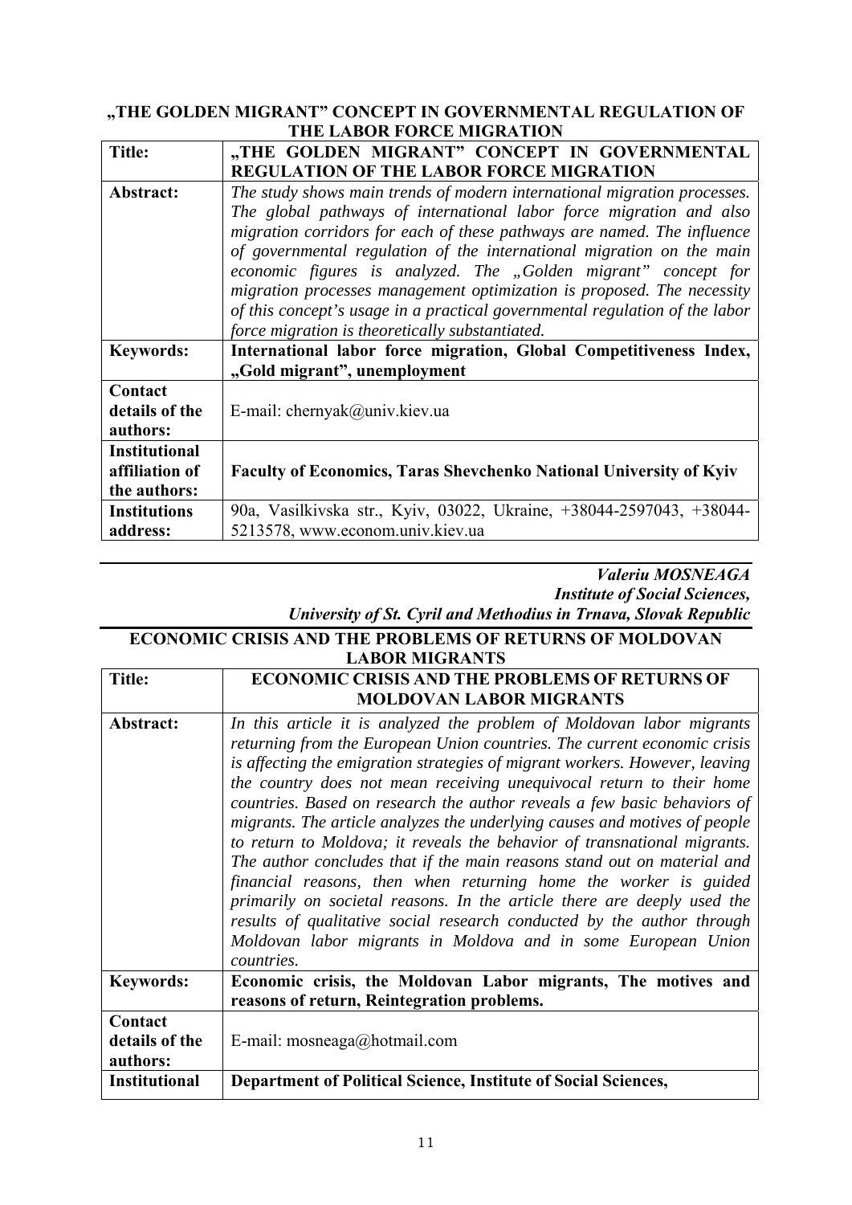## „THE GOLDEN MIGRANT" CONCEPT IN GOVERNMENTAL REGULATION OF THE LABOR FORCE MIGRATION

| | |
|---|---|
| **Title:** | **„THE GOLDEN MIGRANT" CONCEPT IN GOVERNMENTAL REGULATION OF THE LABOR FORCE MIGRATION** |
| **Abstract:** | *The study shows main trends of modern international migration processes. The global pathways of international labor force migration and also migration corridors for each of these pathways are named. The influence of governmental regulation of the international migration on the main economic figures is analyzed. The „Golden migrant" concept for migration processes management optimization is proposed. The necessity of this concept's usage in a practical governmental regulation of the labor force migration is theoretically substantiated.* |
| **Keywords:** | **International labor force migration, Global Competitiveness Index, „Gold migrant", unemployment** |
| **Contact details of the authors:** | E-mail: chernyak@univ.kiev.ua |
| **Institutional affiliation of the authors:** | **Faculty of Economics, Taras Shevchenko National University of Kyiv** |
| **Institutions address:** | 90a, Vasilkivska str., Kyiv, 03022, Ukraine, +38044-2597043, +38044-5213578, www.econom.univ.kiev.ua |

***Valeriu MOSNEAGA***
***Institute of Social Sciences,***
***University of St. Cyril and Methodius in Trnava, Slovak Republic***

## ECONOMIC CRISIS AND THE PROBLEMS OF RETURNS OF MOLDOVAN LABOR MIGRANTS

| | |
|---|---|
| **Title:** | **ECONOMIC CRISIS AND THE PROBLEMS OF RETURNS OF MOLDOVAN LABOR MIGRANTS** |
| **Abstract:** | *In this article it is analyzed the problem of Moldovan labor migrants returning from the European Union countries. The current economic crisis is affecting the emigration strategies of migrant workers. However, leaving the country does not mean receiving unequivocal return to their home countries. Based on research the author reveals a few basic behaviors of migrants. The article analyzes the underlying causes and motives of people to return to Moldova; it reveals the behavior of transnational migrants. The author concludes that if the main reasons stand out on material and financial reasons, then when returning home the worker is guided primarily on societal reasons. In the article there are deeply used the results of qualitative social research conducted by the author through Moldovan labor migrants in Moldova and in some European Union countries.* |
| **Keywords:** | **Economic crisis, the Moldovan Labor migrants, The motives and reasons of return, Reintegration problems.** |
| **Contact details of the authors:** | E-mail: mosneaga@hotmail.com |
| **Institutional** | **Department of Political Science, Institute of Social Sciences,** |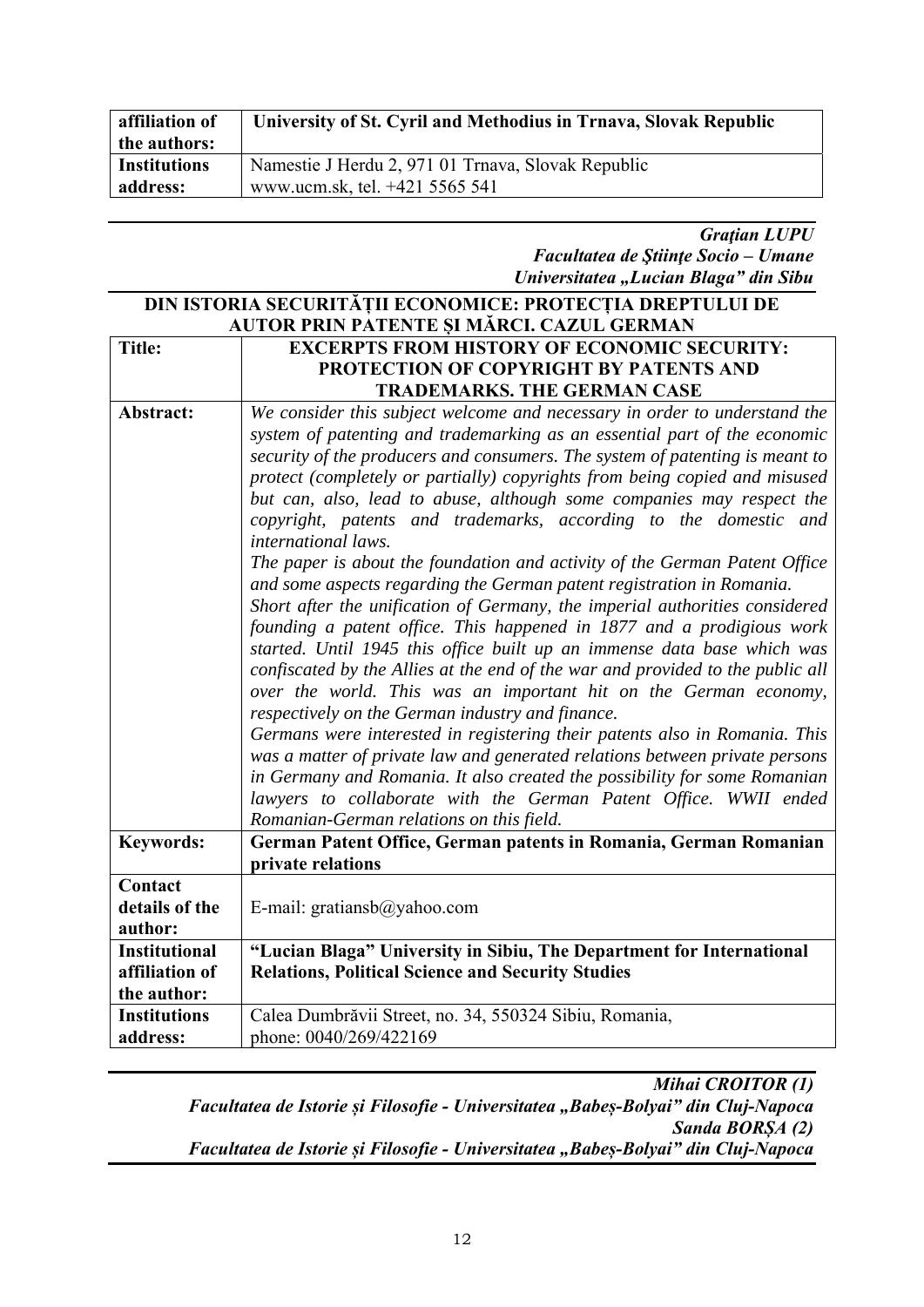| affiliation of the authors: | **University of St. Cyril and Methodius in Trnava, Slovak Republic** |
|---|---|
| **Institutions address:** | Namestie J Herdu 2, 971 01 Trnava, Slovak Republic<br>www.ucm.sk, tel. +421 5565 541 |

***Graţian LUPU***
***Facultatea de Ştiinţe Socio – Umane***
***Universitatea „Lucian Blaga" din Sibu***

**DIN ISTORIA SECURITĂȚII ECONOMICE: PROTECȚIA DREPTULUI DE AUTOR PRIN PATENTE ȘI MĂRCI. CAZUL GERMAN**

| **Title:** | **EXCERPTS FROM HISTORY OF ECONOMIC SECURITY: PROTECTION OF COPYRIGHT BY PATENTS AND TRADEMARKS. THE GERMAN CASE** |
|---|---|
| **Abstract:** | *We consider this subject welcome and necessary in order to understand the system of patenting and trademarking as an essential part of the economic security of the producers and consumers. The system of patenting is meant to protect (completely or partially) copyrights from being copied and misused but can, also, lead to abuse, although some companies may respect the copyright, patents and trademarks, according to the domestic and international laws.*<br>*The paper is about the foundation and activity of the German Patent Office and some aspects regarding the German patent registration in Romania.*<br>*Short after the unification of Germany, the imperial authorities considered founding a patent office. This happened in 1877 and a prodigious work started. Until 1945 this office built up an immense data base which was confiscated by the Allies at the end of the war and provided to the public all over the world. This was an important hit on the German economy, respectively on the German industry and finance.*<br>*Germans were interested in registering their patents also in Romania. This was a matter of private law and generated relations between private persons in Germany and Romania. It also created the possibility for some Romanian lawyers to collaborate with the German Patent Office. WWII ended Romanian-German relations on this field.* |
| **Keywords:** | **German Patent Office, German patents in Romania, German Romanian private relations** |
| **Contact details of the author:** | E-mail: gratiansb@yahoo.com |
| **Institutional affiliation of the author:** | **"Lucian Blaga" University in Sibiu, The Department for International Relations, Political Science and Security Studies** |
| **Institutions address:** | Calea Dumbrăvii Street, no. 34, 550324 Sibiu, Romania,<br>phone: 0040/269/422169 |

***Mihai CROITOR (1)***
***Facultatea de Istorie și Filosofie - Universitatea „Babeș-Bolyai" din Cluj-Napoca***
***Sanda BORȘA (2)***
***Facultatea de Istorie și Filosofie - Universitatea „Babeș-Bolyai" din Cluj-Napoca***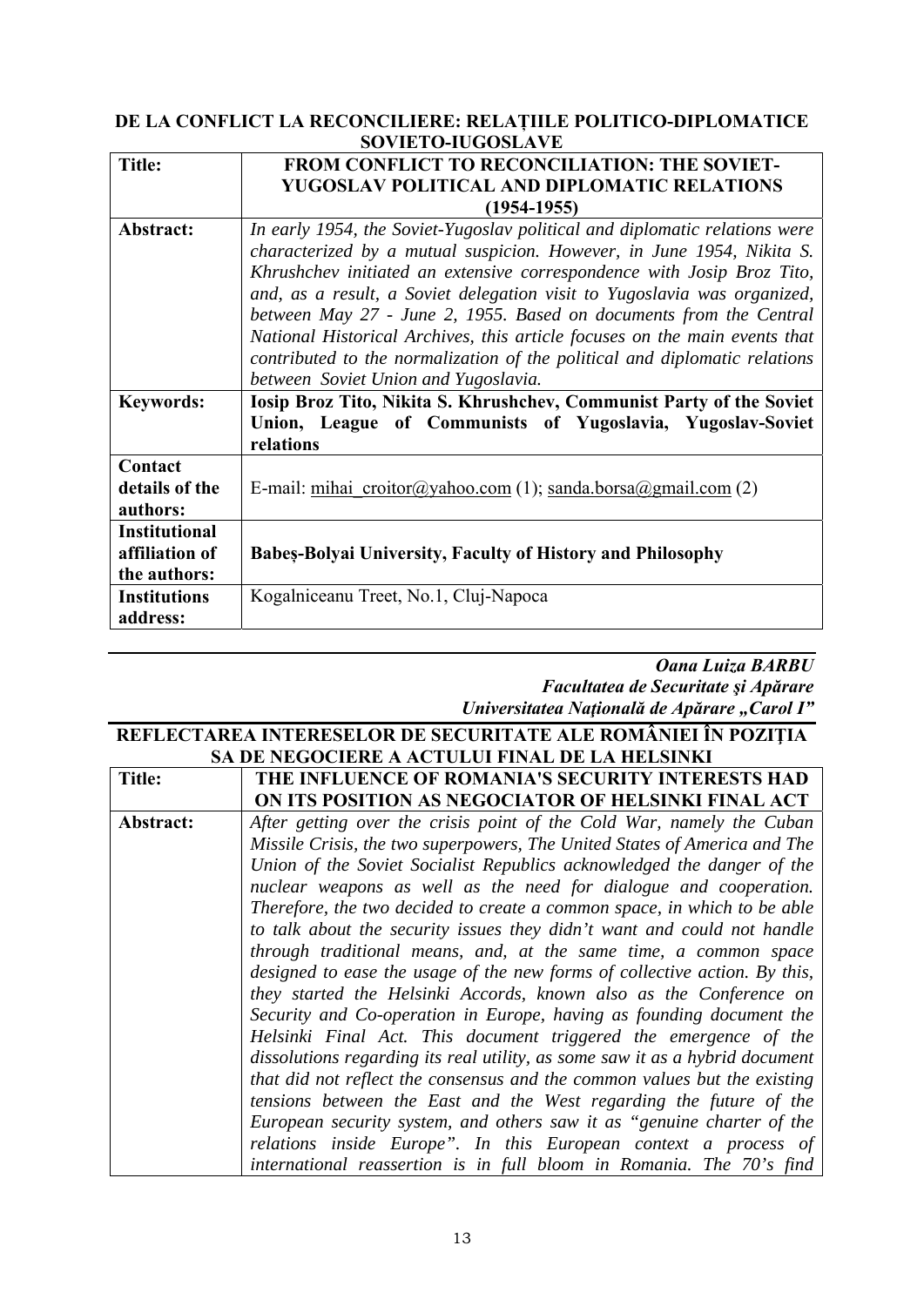**DE LA CONFLICT LA RECONCILIERE: RELAȚIILE POLITICO-DIPLOMATICE SOVIETO-IUGOSLAVE**

| **Title:** | **FROM CONFLICT TO RECONCILIATION: THE SOVIET-YUGOSLAV POLITICAL AND DIPLOMATIC RELATIONS (1954-1955)** |
|---|---|
| **Abstract:** | *In early 1954, the Soviet-Yugoslav political and diplomatic relations were characterized by a mutual suspicion. However, in June 1954, Nikita S. Khrushchev initiated an extensive correspondence with Josip Broz Tito, and, as a result, a Soviet delegation visit to Yugoslavia was organized, between May 27 - June 2, 1955. Based on documents from the Central National Historical Archives, this article focuses on the main events that contributed to the normalization of the political and diplomatic relations between Soviet Union and Yugoslavia.* |
| **Keywords:** | **Iosip Broz Tito, Nikita S. Khrushchev, Communist Party of the Soviet Union, League of Communists of Yugoslavia, Yugoslav-Soviet relations** |
| **Contact details of the authors:** | E-mail: mihai_croitor@yahoo.com (1); sanda.borsa@gmail.com (2) |
| **Institutional affiliation of the authors:** | **Babeș-Bolyai University, Faculty of History and Philosophy** |
| **Institutions address:** | Kogalniceanu Treet, No.1, Cluj-Napoca |

***Oana Luiza BARBU***
***Facultatea de Securitate şi Apărare***
***Universitatea Naţională de Apărare „Carol I"***

**REFLECTAREA INTERESELOR DE SECURITATE ALE ROMÂNIEI ÎN POZIȚIA SA DE NEGOCIERE A ACTULUI FINAL DE LA HELSINKI**

| **Title:** | **THE INFLUENCE OF ROMANIA'S SECURITY INTERESTS HAD ON ITS POSITION AS NEGOCIATOR OF HELSINKI FINAL ACT** |
|---|---|
| **Abstract:** | *After getting over the crisis point of the Cold War, namely the Cuban Missile Crisis, the two superpowers, The United States of America and The Union of the Soviet Socialist Republics acknowledged the danger of the nuclear weapons as well as the need for dialogue and cooperation. Therefore, the two decided to create a common space, in which to be able to talk about the security issues they didn't want and could not handle through traditional means, and, at the same time, a common space designed to ease the usage of the new forms of collective action. By this, they started the Helsinki Accords, known also as the Conference on Security and Co-operation in Europe, having as founding document the Helsinki Final Act. This document triggered the emergence of the dissolutions regarding its real utility, as some saw it as a hybrid document that did not reflect the consensus and the common values but the existing tensions between the East and the West regarding the future of the European security system, and others saw it as "genuine charter of the relations inside Europe". In this European context a process of international reassertion is in full bloom in Romania. The 70's find* |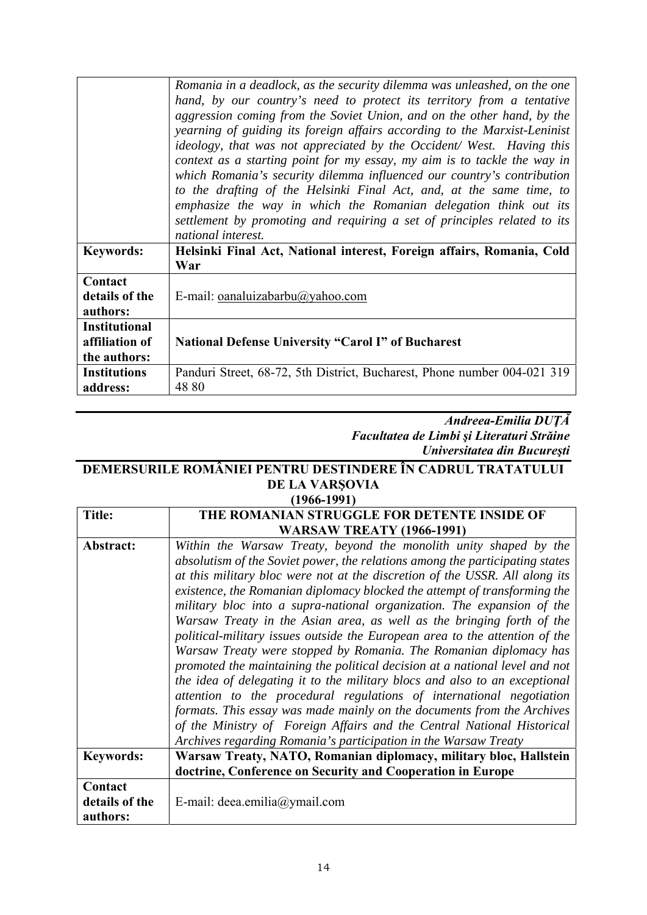| | |
|---|---|
| | *Romania in a deadlock, as the security dilemma was unleashed, on the one hand, by our country's need to protect its territory from a tentative aggression coming from the Soviet Union, and on the other hand, by the yearning of guiding its foreign affairs according to the Marxist-Leninist ideology, that was not appreciated by the Occident/ West. Having this context as a starting point for my essay, my aim is to tackle the way in which Romania's security dilemma influenced our country's contribution to the drafting of the Helsinki Final Act, and, at the same time, to emphasize the way in which the Romanian delegation think out its settlement by promoting and requiring a set of principles related to its national interest.* |
| **Keywords:** | **Helsinki Final Act, National interest, Foreign affairs, Romania, Cold War** |
| **Contact details of the authors:** | E-mail: oanaluizabarbu@yahoo.com |
| **Institutional affiliation of the authors:** | **National Defense University "Carol I" of Bucharest** |
| **Institutions address:** | Panduri Street, 68-72, 5th District, Bucharest, Phone number 004-021 319 48 80 |

***Andreea-Emilia DUŢĂ***
***Facultatea de Limbi şi Literaturi Străine***
***Universitatea din Bucureşti***

## DEMERSURILE ROMÂNIEI PENTRU DESTINDERE ÎN CADRUL TRATATULUI DE LA VARŞOVIA (1966-1991)

| | |
|---|---|
| **Title:** | **THE ROMANIAN STRUGGLE FOR DETENTE INSIDE OF WARSAW TREATY (1966-1991)** |
| **Abstract:** | *Within the Warsaw Treaty, beyond the monolith unity shaped by the absolutism of the Soviet power, the relations among the participating states at this military bloc were not at the discretion of the USSR. All along its existence, the Romanian diplomacy blocked the attempt of transforming the military bloc into a supra-national organization. The expansion of the Warsaw Treaty in the Asian area, as well as the bringing forth of the political-military issues outside the European area to the attention of the Warsaw Treaty were stopped by Romania. The Romanian diplomacy has promoted the maintaining the political decision at a national level and not the idea of delegating it to the military blocs and also to an exceptional attention to the procedural regulations of international negotiation formats. This essay was made mainly on the documents from the Archives of the Ministry of Foreign Affairs and the Central National Historical Archives regarding Romania's participation in the Warsaw Treaty* |
| **Keywords:** | **Warsaw Treaty, NATO, Romanian diplomacy, military bloc, Hallstein doctrine, Conference on Security and Cooperation in Europe** |
| **Contact details of the authors:** | E-mail: deea.emilia@ymail.com |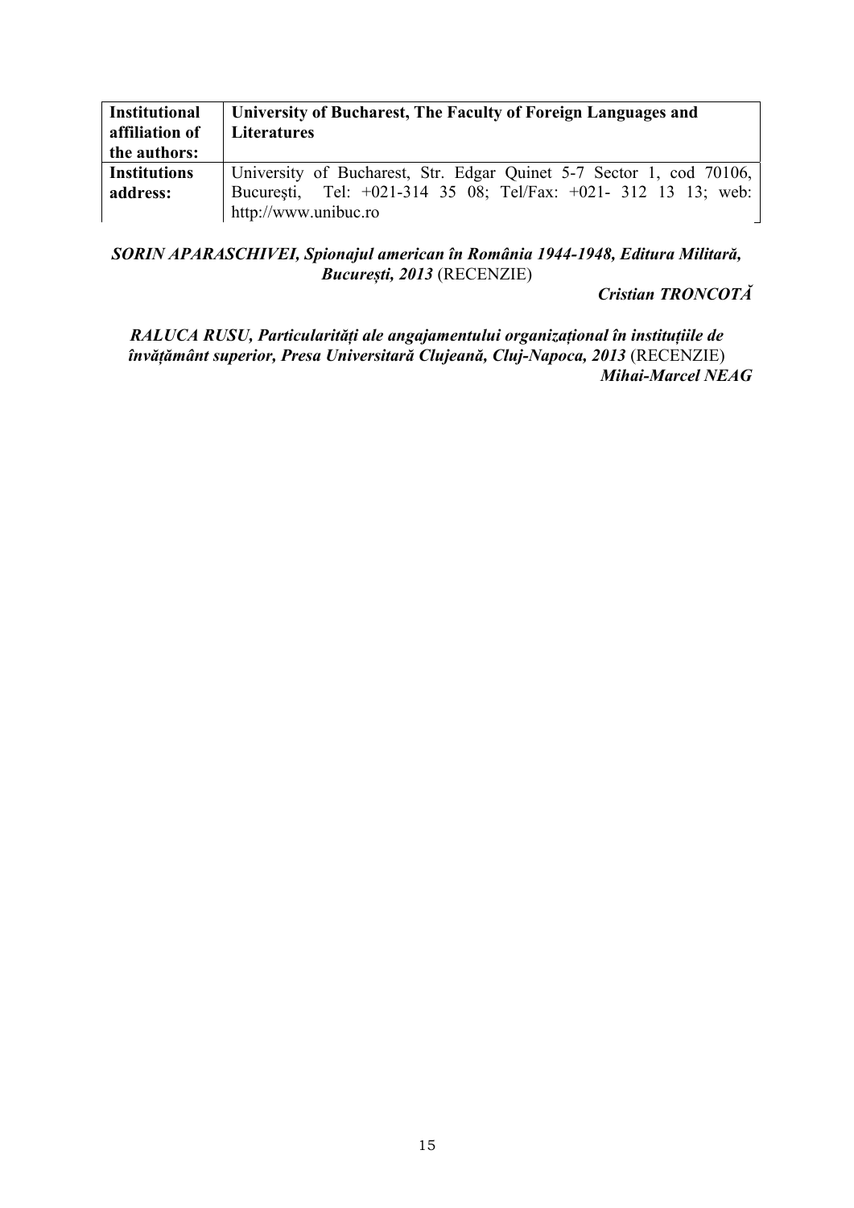| | |
|---|---|
| **Institutional affiliation of the authors:** | **University of Bucharest, The Faculty of Foreign Languages and Literatures** |
| **Institutions address:** | University of Bucharest, Str. Edgar Quinet 5-7 Sector 1, cod 70106, Bucureşti, Tel: +021-314 35 08; Tel/Fax: +021- 312 13 13; web: http://www.unibuc.ro |

***SORIN APARASCHIVEI, Spionajul american în România 1944-1948, Editura Militară, București, 2013*** (RECENZIE)

***Cristian TRONCOTĂ***

***RALUCA RUSU, Particularități ale angajamentului organizațional în instituțiile de învățământ superior, Presa Universitară Clujeană, Cluj-Napoca, 2013*** (RECENZIE)

***Mihai-Marcel NEAG***